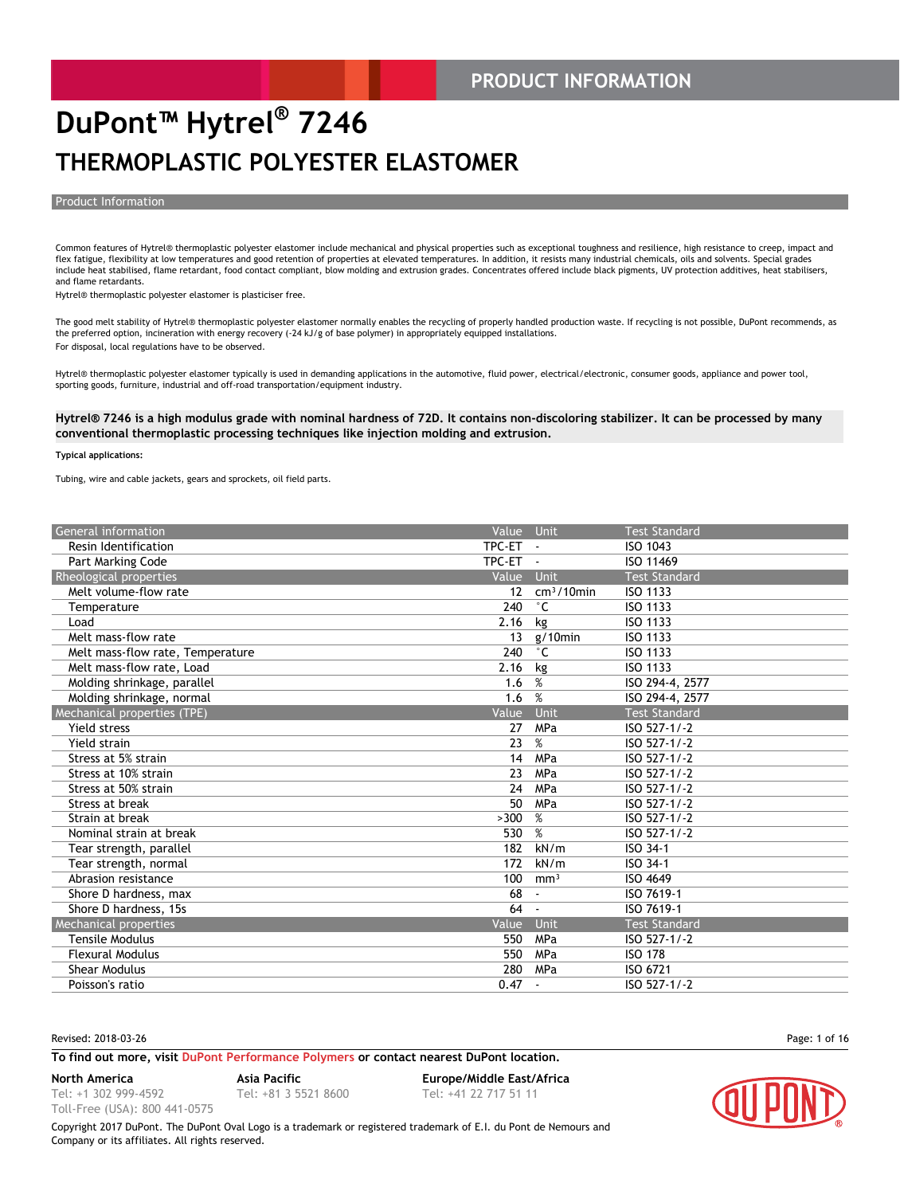PRODUCT INFORMATION

# DuPont™ Hytrel® 7246

## THERMOPLASTIC POLYESTER ELASTOMER

### Product Information

Common features of Hytrel® thermoplastic polyester elastomer include mechanical and physical properties such as exceptional toughness and resilience, high resistance to creep, impact and flex fatigue, flexibility at low temperatures and good retention of properties at elevated temperatures. In addition, it resists many industrial chemicals, oils and solvents. Special grades include heat stabilised, flame retardant, food contact compliant, blow molding and extrusion grades. Concentrates offered include black pigments, UV protection additives, heat stabilisers, and flame retardants.

Hytrel® thermoplastic polyester elastomer is plasticiser free.

The good melt stability of Hytrel® thermoplastic polyester elastomer normally enables the recycling of properly handled production waste. If recycling is not possible, DuPont recommends, as the preferred option, incineration with energy recovery (-24 kJ/g of base polymer) in appropriately equipped installations.

For disposal, local regulations have to be observed.

Hytrel® thermoplastic polyester elastomer typically is used in demanding applications in the automotive, fluid power, electrical/electronic, consumer goods, appliance and power tool, sporting goods, furniture, industrial and off-road transportation/equipment industry.

**Hytrel® 7246 is a high modulus grade with nominal hardness of 72D. It contains non-discoloring stabilizer. It can be processed by many conventional thermoplastic processing techniques like injection molding and extrusion.**

**Typical applications:**

Tubing, wire and cable jackets, gears and sprockets, oil field parts.

| General information | Value | Unit | Test Standard |
|---|---|---|---|
| Resin Identification | TPC-ET | - | ISO 1043 |
| Part Marking Code | TPC-ET | - | ISO 11469 |
| **Rheological properties** | **Value** | **Unit** | **Test Standard** |
| Melt volume-flow rate | 12 | $cm^3$/10min | ISO 1133 |
| Temperature | 240 | °C | ISO 1133 |
| Load | 2.16 | kg | ISO 1133 |
| Melt mass-flow rate | 13 | g/10min | ISO 1133 |
| Melt mass-flow rate, Temperature | 240 | °C | ISO 1133 |
| Melt mass-flow rate, Load | 2.16 | kg | ISO 1133 |
| Molding shrinkage, parallel | 1.6 | % | ISO 294-4, 2577 |
| Molding shrinkage, normal | 1.6 | % | ISO 294-4, 2577 |
| **Mechanical properties (TPE)** | **Value** | **Unit** | **Test Standard** |
| Yield stress | 27 | MPa | ISO 527-1/-2 |
| Yield strain | 23 | % | ISO 527-1/-2 |
| Stress at 5% strain | 14 | MPa | ISO 527-1/-2 |
| Stress at 10% strain | 23 | MPa | ISO 527-1/-2 |
| Stress at 50% strain | 24 | MPa | ISO 527-1/-2 |
| Stress at break | 50 | MPa | ISO 527-1/-2 |
| Strain at break | >300 | % | ISO 527-1/-2 |
| Nominal strain at break | 530 | % | ISO 527-1/-2 |
| Tear strength, parallel | 182 | kN/m | ISO 34-1 |
| Tear strength, normal | 172 | kN/m | ISO 34-1 |
| Abrasion resistance | 100 | $mm^3$ | ISO 4649 |
| Shore D hardness, max | 68 | - | ISO 7619-1 |
| Shore D hardness, 15s | 64 | - | ISO 7619-1 |
| **Mechanical properties** | **Value** | **Unit** | **Test Standard** |
| Tensile Modulus | 550 | MPa | ISO 527-1/-2 |
| Flexural Modulus | 550 | MPa | ISO 178 |
| Shear Modulus | 280 | MPa | ISO 6721 |
| Poisson's ratio | 0.47 | - | ISO 527-1/-2 |

Revised: 2018-03-26

**To find out more, visit DuPont Performance Polymers or contact nearest DuPont location.**

**North America**
Tel: +1 302 999-4592
Toll-Free (USA): 800 441-0575

**Asia Pacific**
Tel: +81 3 5521 8600

**Europe/Middle East/Africa**
Tel: +41 22 717 51 11

Copyright 2017 DuPont. The DuPont Oval Logo is a trademark or registered trademark of E.I. du Pont de Nemours and Company or its affiliates. All rights reserved.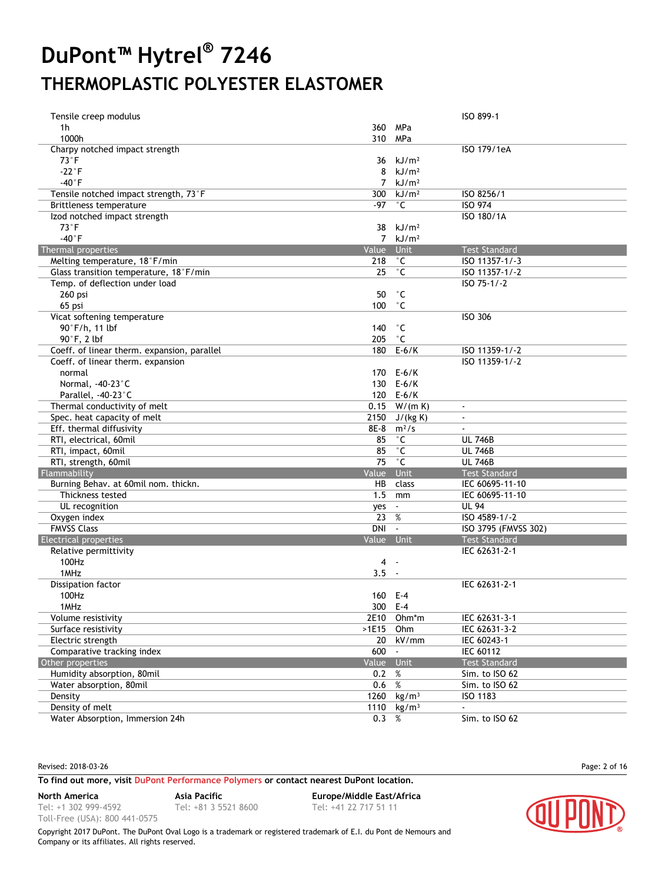# DuPont™ Hytrel® 7246

## THERMOPLASTIC POLYESTER ELASTOMER

| | Value | Unit | Test Standard |
|---|---|---|---|
| Tensile creep modulus | | | ISO 899-1 |
| 1h | 360 | MPa | |
| 1000h | 310 | MPa | |
| Charpy notched impact strength | | | ISO 179/1eA |
| 73°F | 36 | kJ/m² | |
| -22°F | 8 | kJ/m² | |
| -40°F | 7 | kJ/m² | |
| Tensile notched impact strength, 73°F | 300 | kJ/m² | ISO 8256/1 |
| Brittleness temperature | -97 | °C | ISO 974 |
| Izod notched impact strength | | | ISO 180/1A |
| 73°F | 38 | kJ/m² | |
| -40°F | 7 | kJ/m² | |
| **Thermal properties** | **Value** | **Unit** | **Test Standard** |
| Melting temperature, 18°F/min | 218 | °C | ISO 11357-1/-3 |
| Glass transition temperature, 18°F/min | 25 | °C | ISO 11357-1/-2 |
| Temp. of deflection under load | | | ISO 75-1/-2 |
| 260 psi | 50 | °C | |
| 65 psi | 100 | °C | |
| Vicat softening temperature | | | ISO 306 |
| 90°F/h, 11 lbf | 140 | °C | |
| 90°F, 2 lbf | 205 | °C | |
| Coeff. of linear therm. expansion, parallel | 180 | E-6/K | ISO 11359-1/-2 |
| Coeff. of linear therm. expansion | | | ISO 11359-1/-2 |
| normal | 170 | E-6/K | |
| Normal, -40-23°C | 130 | E-6/K | |
| Parallel, -40-23°C | 120 | E-6/K | |
| Thermal conductivity of melt | 0.15 | W/(m K) | - |
| Spec. heat capacity of melt | 2150 | J/(kg K) | - |
| Eff. thermal diffusivity | 8E-8 | m²/s | - |
| RTI, electrical, 60mil | 85 | °C | UL 746B |
| RTI, impact, 60mil | 85 | °C | UL 746B |
| RTI, strength, 60mil | 75 | °C | UL 746B |
| **Flammability** | **Value** | **Unit** | **Test Standard** |
| Burning Behav. at 60mil nom. thickn. | HB | class | IEC 60695-11-10 |
| Thickness tested | 1.5 | mm | IEC 60695-11-10 |
| UL recognition | yes | - | UL 94 |
| Oxygen index | 23 | % | ISO 4589-1/-2 |
| FMVSS Class | DNI | - | ISO 3795 (FMVSS 302) |
| **Electrical properties** | **Value** | **Unit** | **Test Standard** |
| Relative permittivity | | | IEC 62631-2-1 |
| 100Hz | 4 | - | |
| 1MHz | 3.5 | - | |
| Dissipation factor | | | IEC 62631-2-1 |
| 100Hz | 160 | E-4 | |
| 1MHz | 300 | E-4 | |
| Volume resistivity | 2E10 | Ohm*m | IEC 62631-3-1 |
| Surface resistivity | >1E15 | Ohm | IEC 62631-3-2 |
| Electric strength | 20 | kV/mm | IEC 60243-1 |
| Comparative tracking index | 600 | - | IEC 60112 |
| **Other properties** | **Value** | **Unit** | **Test Standard** |
| Humidity absorption, 80mil | 0.2 | % | Sim. to ISO 62 |
| Water absorption, 80mil | 0.6 | % | Sim. to ISO 62 |
| Density | 1260 | kg/m³ | ISO 1183 |
| Density of melt | 1110 | kg/m³ | - |
| Water Absorption, Immersion 24h | 0.3 | % | Sim. to ISO 62 |

Revised: 2018-03-26

**To find out more, visit DuPont Performance Polymers or contact nearest DuPont location.**

**North America**
Tel: +1 302 999-4592
Toll-Free (USA): 800 441-0575

**Asia Pacific**
Tel: +81 3 5521 8600

**Europe/Middle East/Africa**
Tel: +41 22 717 51 11

Copyright 2017 DuPont. The DuPont Oval Logo is a trademark or registered trademark of E.I. du Pont de Nemours and Company or its affiliates. All rights reserved.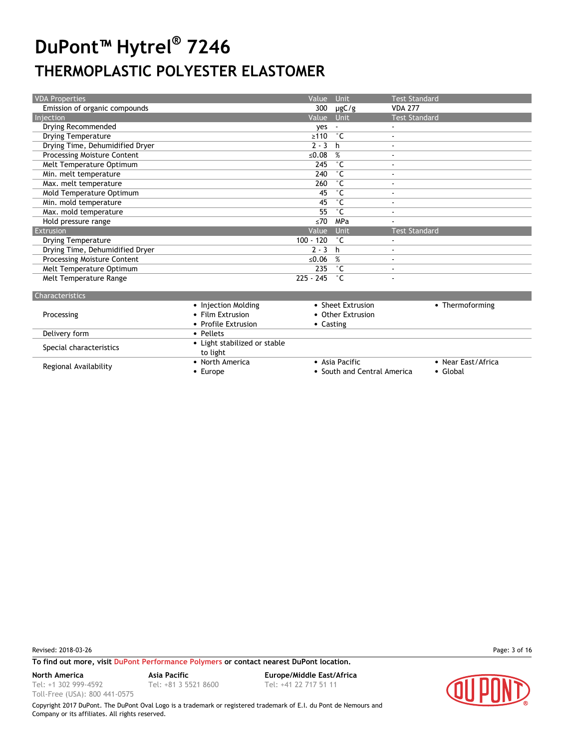# DuPont™ Hytrel® 7246

## THERMOPLASTIC POLYESTER ELASTOMER

| VDA Properties | Value | Unit | Test Standard |
|---|---|---|---|
| Emission of organic compounds | 300 | µgC/g | VDA 277 |

| Injection | Value | Unit | Test Standard |
|---|---|---|---|
| Drying Recommended | yes | - | - |
| Drying Temperature | ≥110 | °C | - |
| Drying Time, Dehumidified Dryer | 2 - 3 | h | - |
| Processing Moisture Content | ≤0.08 | % | - |
| Melt Temperature Optimum | 245 | °C | - |
| Min. melt temperature | 240 | °C | - |
| Max. melt temperature | 260 | °C | - |
| Mold Temperature Optimum | 45 | °C | - |
| Min. mold temperature | 45 | °C | - |
| Max. mold temperature | 55 | °C | - |
| Hold pressure range | ≤70 | MPa | - |

| Extrusion | Value | Unit | Test Standard |
|---|---|---|---|
| Drying Temperature | 100 - 120 | °C | - |
| Drying Time, Dehumidified Dryer | 2 - 3 | h | - |
| Processing Moisture Content | ≤0.06 | % | - |
| Melt Temperature Optimum | 235 | °C | - |
| Melt Temperature Range | 225 - 245 | °C | - |

| Characteristics | | | |
|---|---|---|---|
| Processing | • Injection Molding<br>• Film Extrusion<br>• Profile Extrusion | • Sheet Extrusion<br>• Other Extrusion<br>• Casting | • Thermoforming |
| Delivery form | • Pellets | | |
| Special characteristics | • Light stabilized or stable to light | | |
| Regional Availability | • North America<br>• Europe | • Asia Pacific<br>• South and Central America | • Near East/Africa<br>• Global |

Revised: 2018-03-26

**To find out more, visit DuPont Performance Polymers or contact nearest DuPont location.**

**North America**
Tel: +1 302 999-4592
Toll-Free (USA): 800 441-0575

**Asia Pacific**
Tel: +81 3 5521 8600

**Europe/Middle East/Africa**
Tel: +41 22 717 51 11

Copyright 2017 DuPont. The DuPont Oval Logo is a trademark or registered trademark of E.I. du Pont de Nemours and Company or its affiliates. All rights reserved.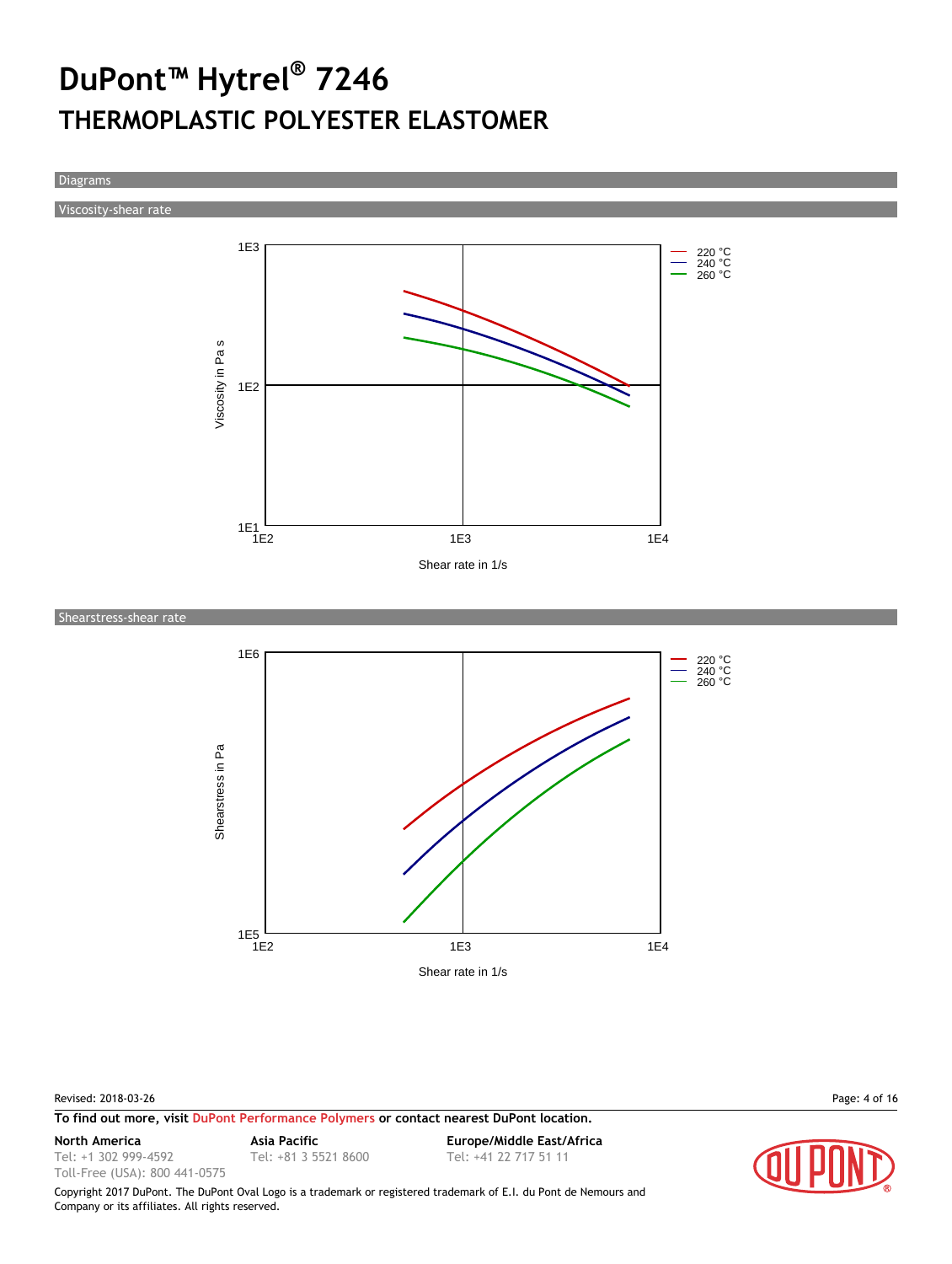# DuPont™ Hytrel® 7246

## THERMOPLASTIC POLYESTER ELASTOMER

### Diagrams

#### Viscosity-shear rate

Viscosity in Pa s

1E3

1E2

1E1

1E2 1E3 1E4

Shear rate in 1/s

220 °C
240 °C
260 °C

#### Shearstress-shear rate

Shearstress in Pa

1E6

1E5

1E2 1E3 1E4

Shear rate in 1/s

220 °C
240 °C
260 °C

Revised: 2018-03-26

**To find out more, visit DuPont Performance Polymers or contact nearest DuPont location.**

**North America**
Tel: +1 302 999-4592
Toll-Free (USA): 800 441-0575

**Asia Pacific**
Tel: +81 3 5521 8600

**Europe/Middle East/Africa**
Tel: +41 22 717 51 11

Copyright 2017 DuPont. The DuPont Oval Logo is a trademark or registered trademark of E.I. du Pont de Nemours and Company or its affiliates. All rights reserved.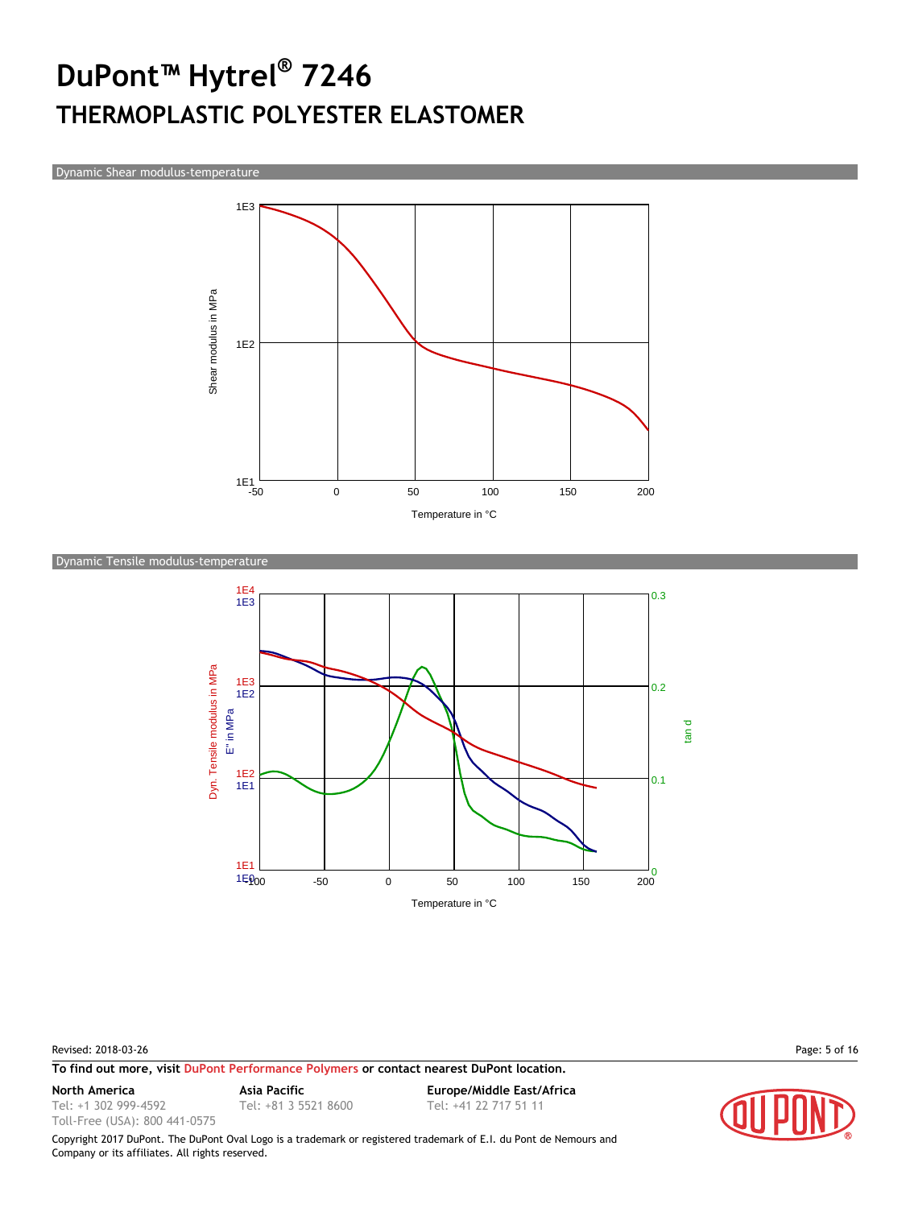# DuPont™ Hytrel® 7246

## THERMOPLASTIC POLYESTER ELASTOMER

### Dynamic Shear modulus-temperature

Shear modulus in MPa

1E3

1E2

1E1

-50 0 50 100 150 200

Temperature in °C

### Dynamic Tensile modulus-temperature

Dyn. Tensile modulus in MPa: 1E4, 1E3, 1E2, 1E1

E'' in MPa: 1E3, 1E2, 1E1, 1E0

tan d: 0.3, 0.2, 0.1, 0

-100 -50 0 50 100 150 200

Temperature in °C

Revised: 2018-03-26

**To find out more, visit DuPont Performance Polymers or contact nearest DuPont location.**

**North America**
Tel: +1 302 999-4592
Toll-Free (USA): 800 441-0575

**Asia Pacific**
Tel: +81 3 5521 8600

**Europe/Middle East/Africa**
Tel: +41 22 717 51 11

Copyright 2017 DuPont. The DuPont Oval Logo is a trademark or registered trademark of E.I. du Pont de Nemours and Company or its affiliates. All rights reserved.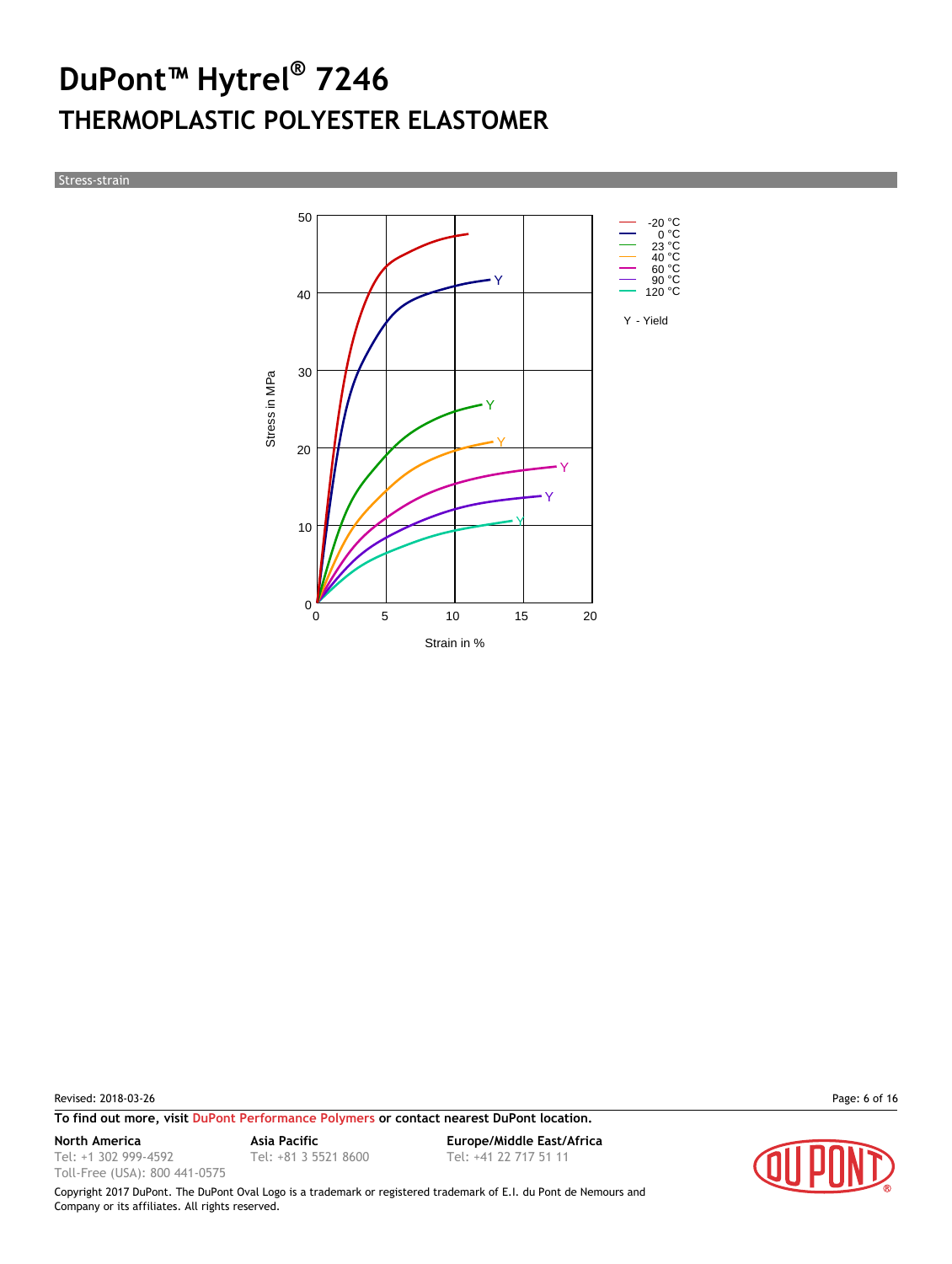# DuPont™ Hytrel® 7246

## THERMOPLASTIC POLYESTER ELASTOMER

Stress-strain

Stress in MPa

Strain in %

- -20 °C
- 0 °C
- 23 °C
- 40 °C
- 60 °C
- 90 °C
- 120 °C

Y - Yield

Revised: 2018-03-26

**To find out more, visit DuPont Performance Polymers or contact nearest DuPont location.**

**North America**
Tel: +1 302 999-4592
Toll-Free (USA): 800 441-0575

**Asia Pacific**
Tel: +81 3 5521 8600

**Europe/Middle East/Africa**
Tel: +41 22 717 51 11

Copyright 2017 DuPont. The DuPont Oval Logo is a trademark or registered trademark of E.I. du Pont de Nemours and Company or its affiliates. All rights reserved.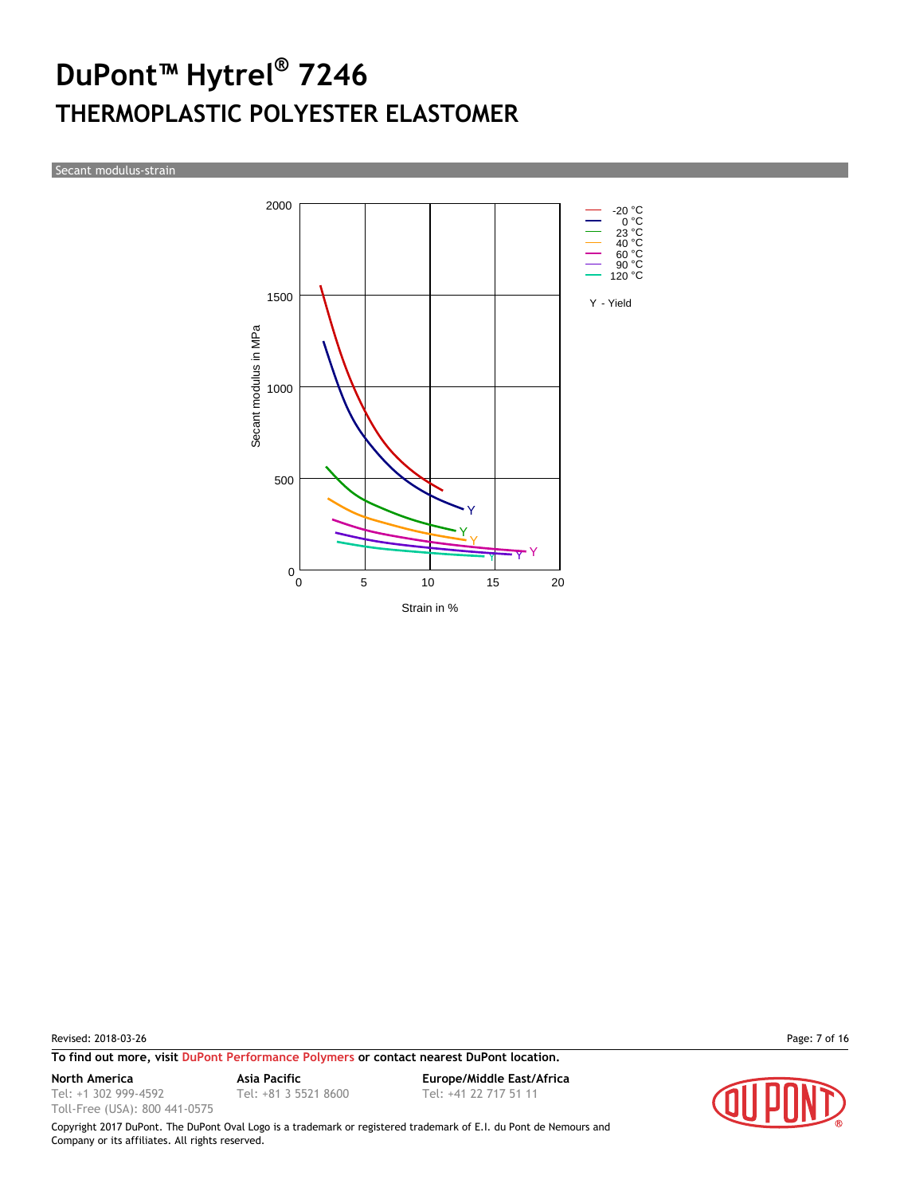# DuPont™ Hytrel® 7246

## THERMOPLASTIC POLYESTER ELASTOMER

Secant modulus-strain

Secant modulus in MPa

Strain in %

-20 °C
0 °C
23 °C
40 °C
60 °C
90 °C
120 °C

Y - Yield

Revised: 2018-03-26

**To find out more, visit DuPont Performance Polymers or contact nearest DuPont location.**

**North America**
Tel: +1 302 999-4592
Toll-Free (USA): 800 441-0575

**Asia Pacific**
Tel: +81 3 5521 8600

**Europe/Middle East/Africa**
Tel: +41 22 717 51 11

Copyright 2017 DuPont. The DuPont Oval Logo is a trademark or registered trademark of E.I. du Pont de Nemours and Company or its affiliates. All rights reserved.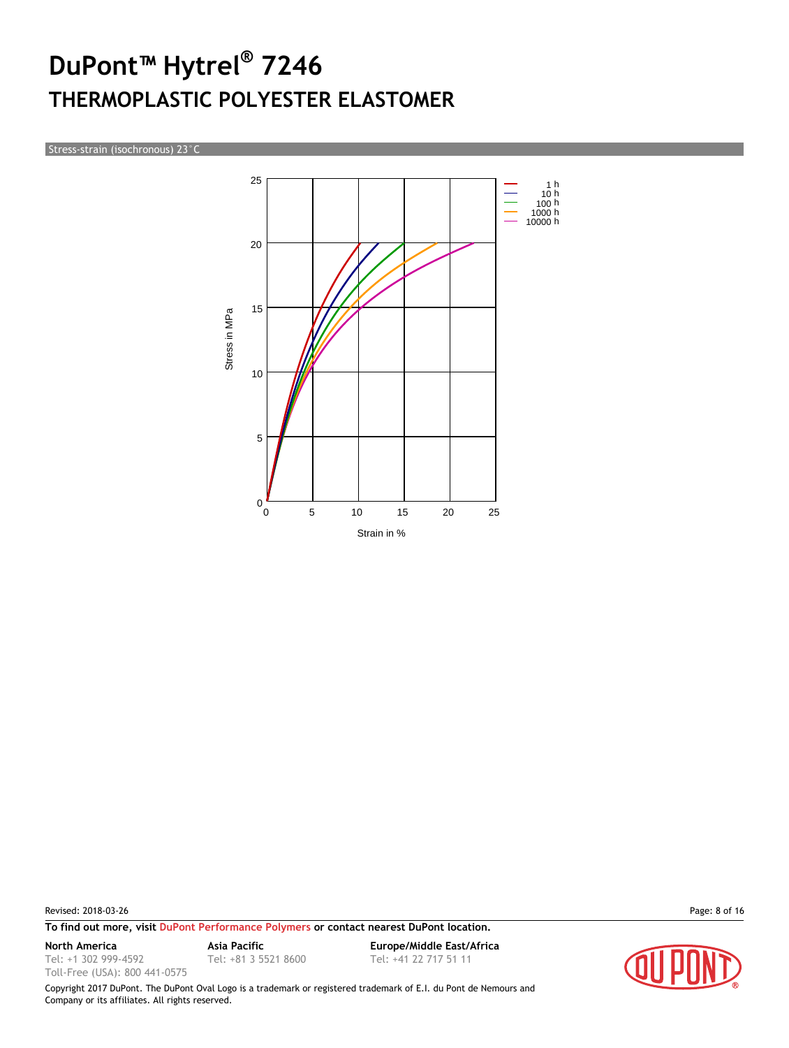# DuPont™ Hytrel® 7246

## THERMOPLASTIC POLYESTER ELASTOMER

Stress-strain (isochronous) 23°C

Stress in MPa

Strain in %

1 h
10 h
100 h
1000 h
10000 h

Revised: 2018-03-26

**To find out more, visit DuPont Performance Polymers or contact nearest DuPont location.**

**North America**
Tel: +1 302 999-4592
Toll-Free (USA): 800 441-0575

**Asia Pacific**
Tel: +81 3 5521 8600

**Europe/Middle East/Africa**
Tel: +41 22 717 51 11

Copyright 2017 DuPont. The DuPont Oval Logo is a trademark or registered trademark of E.I. du Pont de Nemours and Company or its affiliates. All rights reserved.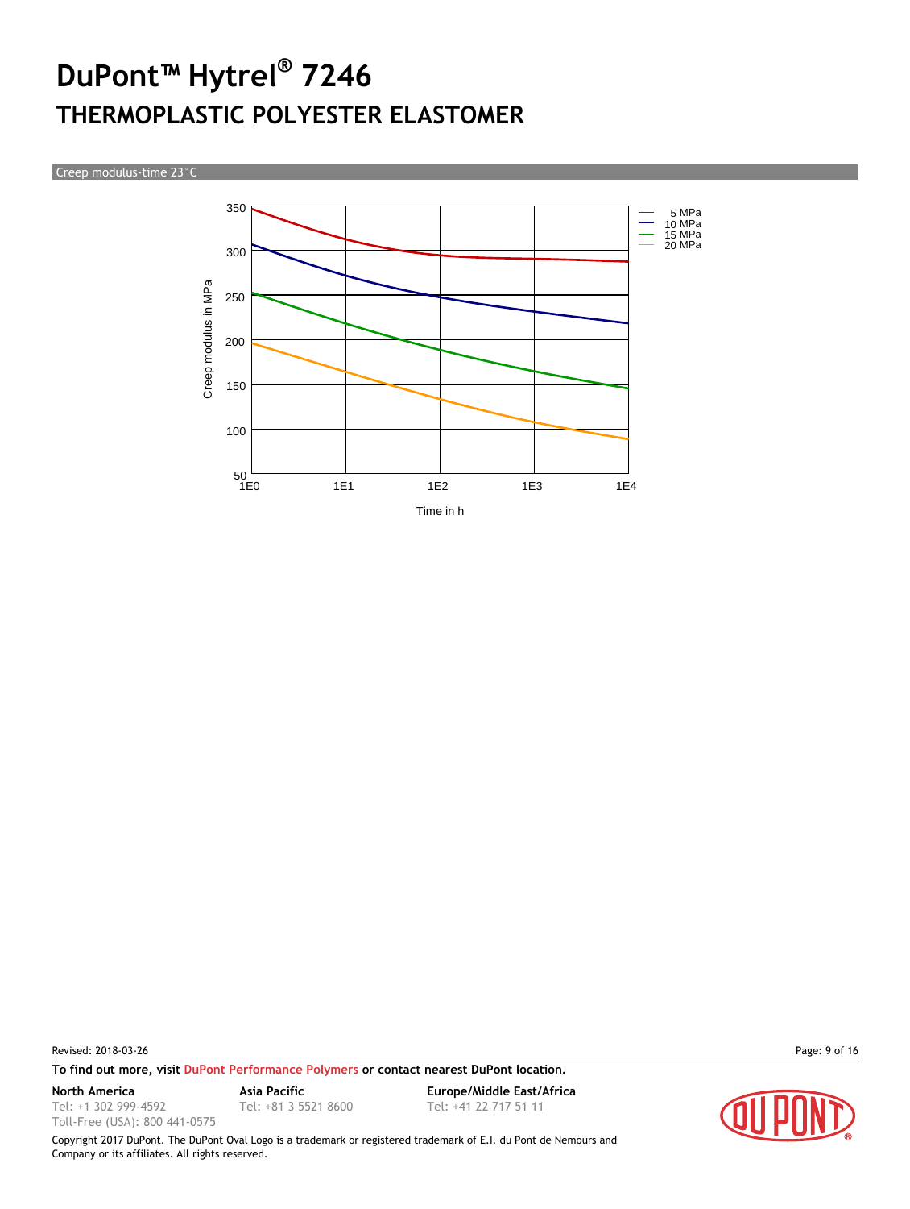# DuPont™ Hytrel® 7246

## THERMOPLASTIC POLYESTER ELASTOMER

Creep modulus-time 23°C

Creep modulus in MPa

350
300
250
200
150
100
50

1E0 1E1 1E2 1E3 1E4

Time in h

5 MPa
10 MPa
15 MPa
20 MPa

Revised: 2018-03-26

**To find out more, visit DuPont Performance Polymers or contact nearest DuPont location.**

**North America**
Tel: +1 302 999-4592
Toll-Free (USA): 800 441-0575

**Asia Pacific**
Tel: +81 3 5521 8600

**Europe/Middle East/Africa**
Tel: +41 22 717 51 11

Copyright 2017 DuPont. The DuPont Oval Logo is a trademark or registered trademark of E.I. du Pont de Nemours and Company or its affiliates. All rights reserved.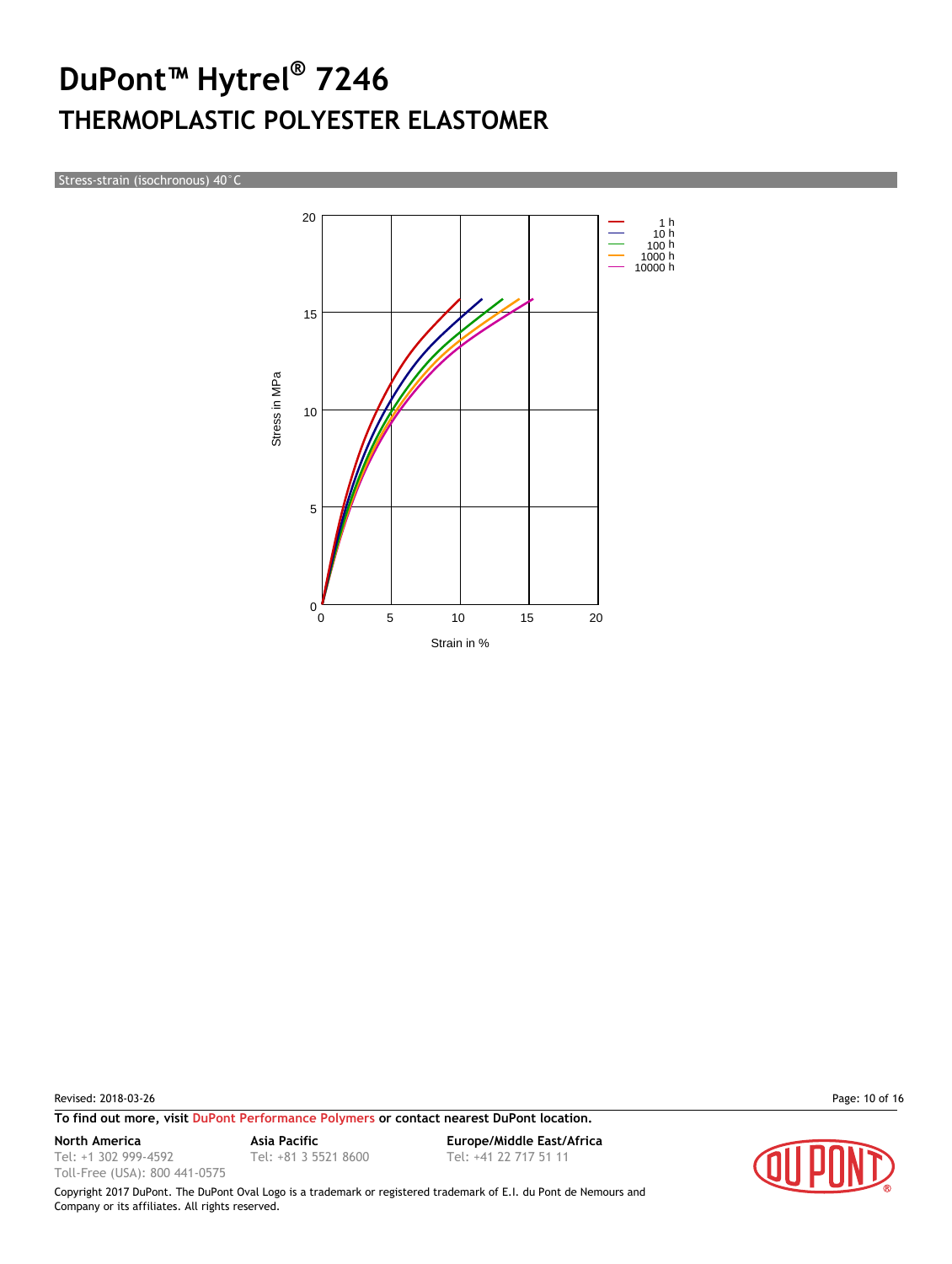# DuPont™ Hytrel® 7246

## THERMOPLASTIC POLYESTER ELASTOMER

Stress-strain (isochronous) 40°C

Stress in MPa

Strain in %

1 h
10 h
100 h
1000 h
10000 h

Revised: 2018-03-26

**To find out more, visit DuPont Performance Polymers or contact nearest DuPont location.**

**North America**
Tel: +1 302 999-4592
Toll-Free (USA): 800 441-0575

**Asia Pacific**
Tel: +81 3 5521 8600

**Europe/Middle East/Africa**
Tel: +41 22 717 51 11

Copyright 2017 DuPont. The DuPont Oval Logo is a trademark or registered trademark of E.I. du Pont de Nemours and Company or its affiliates. All rights reserved.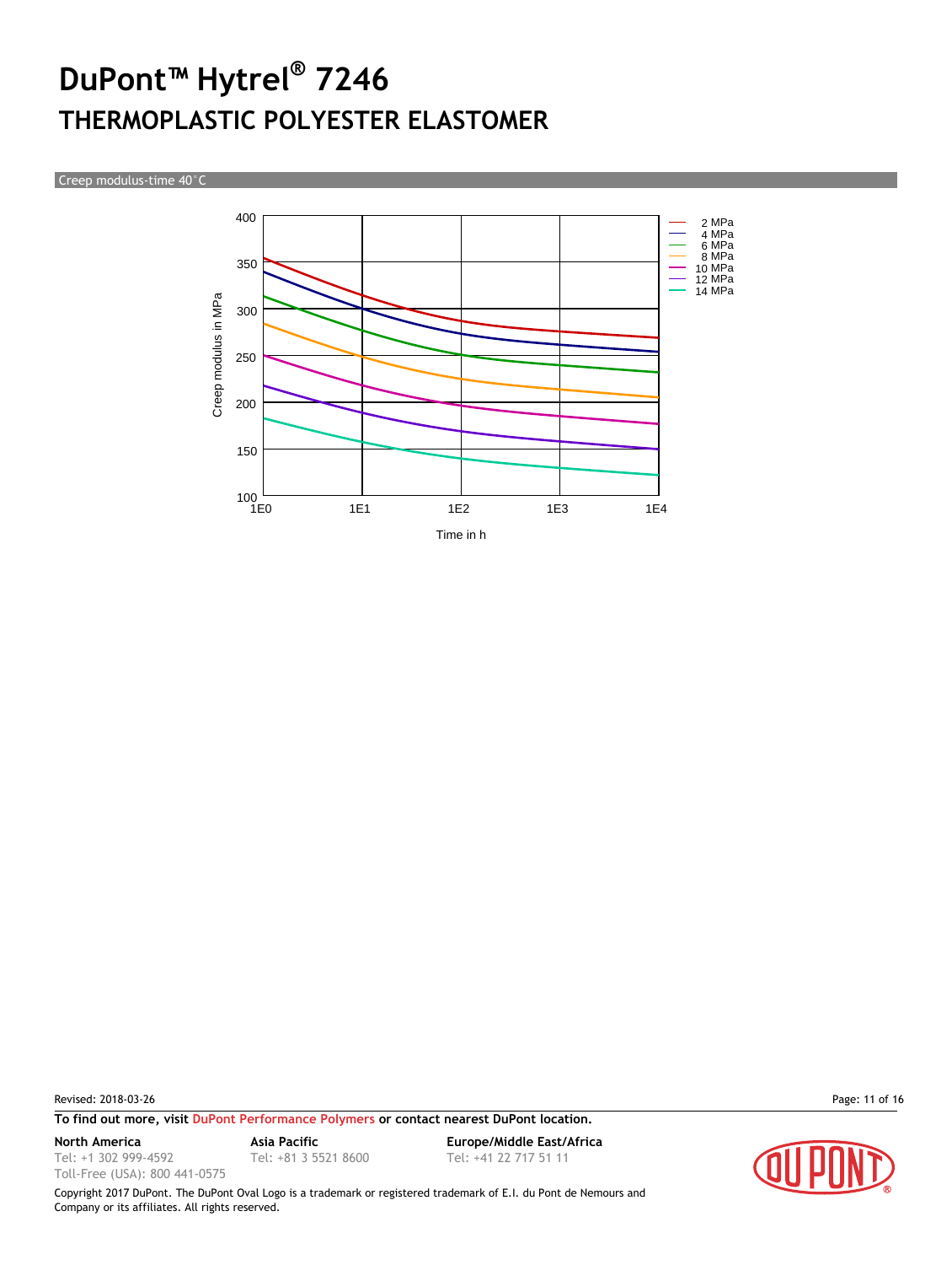# DuPont™ Hytrel® 7246

## THERMOPLASTIC POLYESTER ELASTOMER

Creep modulus-time 40°C

Creep modulus in MPa

400
350
300
250
200
150
100

1E0 1E1 1E2 1E3 1E4

Time in h

- 2 MPa
- 4 MPa
- 6 MPa
- 8 MPa
- 10 MPa
- 12 MPa
- 14 MPa

Revised: 2018-03-26

**To find out more, visit** DuPont Performance Polymers **or contact nearest DuPont location.**

**North America**
Tel: +1 302 999-4592
Toll-Free (USA): 800 441-0575

**Asia Pacific**
Tel: +81 3 5521 8600

**Europe/Middle East/Africa**
Tel: +41 22 717 51 11

Copyright 2017 DuPont. The DuPont Oval Logo is a trademark or registered trademark of E.I. du Pont de Nemours and Company or its affiliates. All rights reserved.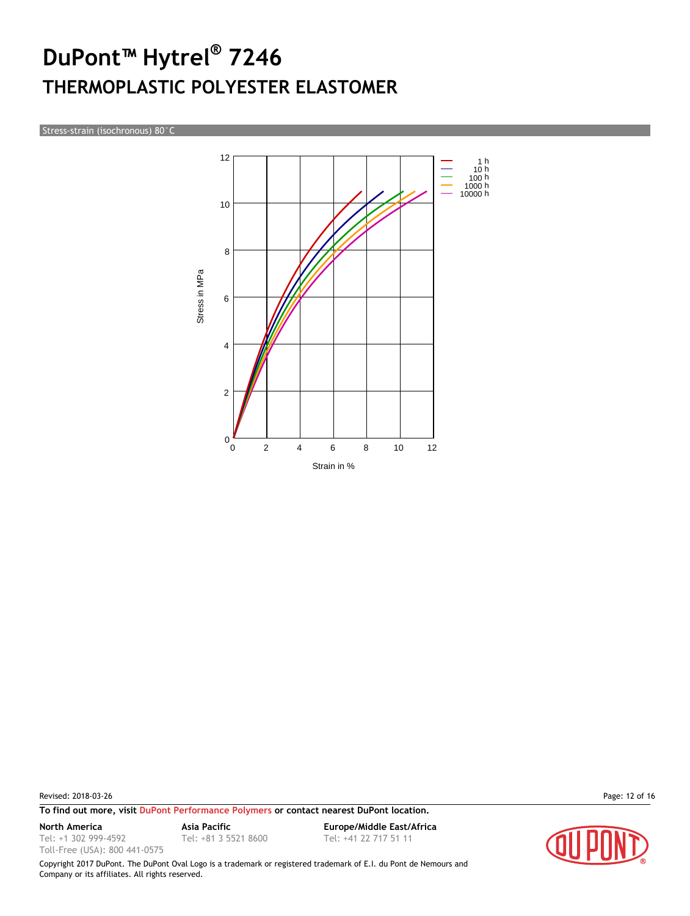# DuPont™ Hytrel® 7246

## THERMOPLASTIC POLYESTER ELASTOMER

Stress-strain (isochronous) 80°C

Stress in MPa

Strain in %

1 h
10 h
100 h
1000 h
10000 h

Revised: 2018-03-26

**To find out more, visit DuPont Performance Polymers or contact nearest DuPont location.**

**North America**
Tel: +1 302 999-4592
Toll-Free (USA): 800 441-0575

**Asia Pacific**
Tel: +81 3 5521 8600

**Europe/Middle East/Africa**
Tel: +41 22 717 51 11

Copyright 2017 DuPont. The DuPont Oval Logo is a trademark or registered trademark of E.I. du Pont de Nemours and Company or its affiliates. All rights reserved.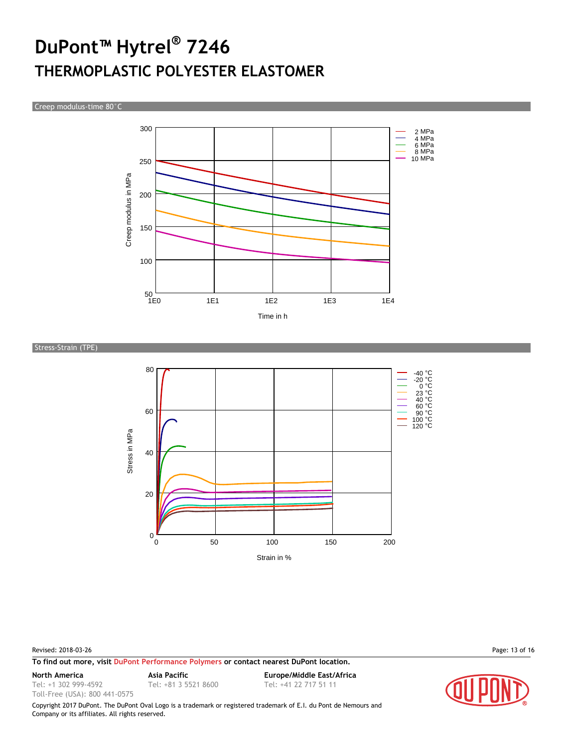# DuPont™ Hytrel® 7246

## THERMOPLASTIC POLYESTER ELASTOMER

### Creep modulus-time 80°C

Creep modulus in MPa

300, 250, 200, 150, 100, 50

Time in h

1E0, 1E1, 1E2, 1E3, 1E4

- 2 MPa
- 4 MPa
- 6 MPa
- 8 MPa
- 10 MPa

### Stress-Strain (TPE)

Stress in MPa

80, 60, 40, 20, 0

Strain in %

0, 50, 100, 150, 200

- -40 °C
- -20 °C
- 0 °C
- 23 °C
- 40 °C
- 60 °C
- 90 °C
- 100 °C
- 120 °C

Revised: 2018-03-26

**To find out more, visit** DuPont Performance Polymers **or contact nearest DuPont location.**

**North America**
Tel: +1 302 999-4592
Toll-Free (USA): 800 441-0575

**Asia Pacific**
Tel: +81 3 5521 8600

**Europe/Middle East/Africa**
Tel: +41 22 717 51 11

Copyright 2017 DuPont. The DuPont Oval Logo is a trademark or registered trademark of E.I. du Pont de Nemours and Company or its affiliates. All rights reserved.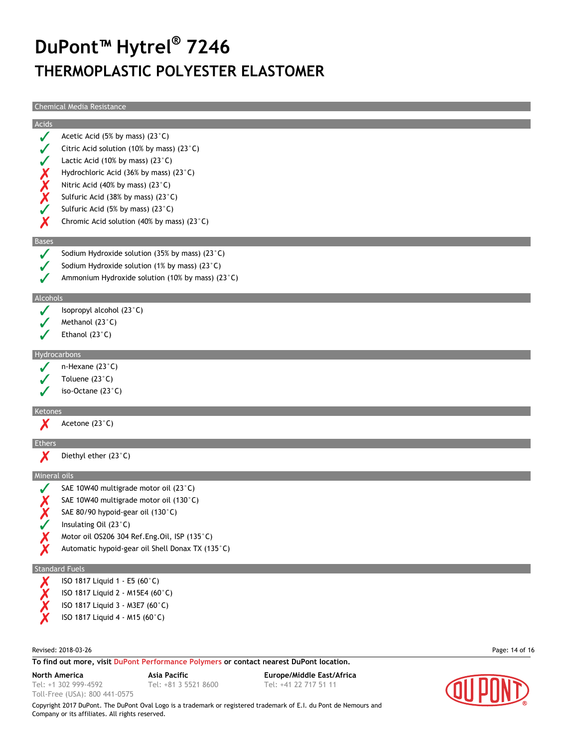# DuPont™ Hytrel® 7246

## THERMOPLASTIC POLYESTER ELASTOMER

### Chemical Media Resistance

#### Acids

- ✓ Acetic Acid (5% by mass) (23°C)
- ✓ Citric Acid solution (10% by mass) (23°C)
- ✓ Lactic Acid (10% by mass) (23°C)
- ✗ Hydrochloric Acid (36% by mass) (23°C)
- ✗ Nitric Acid (40% by mass) (23°C)
- ✗ Sulfuric Acid (38% by mass) (23°C)
- ✓ Sulfuric Acid (5% by mass) (23°C)
- ✗ Chromic Acid solution (40% by mass) (23°C)

#### Bases

- ✓ Sodium Hydroxide solution (35% by mass) (23°C)
- ✓ Sodium Hydroxide solution (1% by mass) (23°C)
- ✓ Ammonium Hydroxide solution (10% by mass) (23°C)

#### Alcohols

- ✓ Isopropyl alcohol (23°C)
- ✓ Methanol (23°C)
- ✓ Ethanol (23°C)

#### Hydrocarbons

- ✓ n-Hexane (23°C)
- ✓ Toluene (23°C)
- ✓ iso-Octane (23°C)

#### Ketones

- ✗ Acetone (23°C)

#### Ethers

- ✗ Diethyl ether (23°C)

#### Mineral oils

- ✓ SAE 10W40 multigrade motor oil (23°C)
- ✗ SAE 10W40 multigrade motor oil (130°C)
- ✗ SAE 80/90 hypoid-gear oil (130°C)
- ✓ Insulating Oil (23°C)
- ✗ Motor oil OS206 304 Ref.Eng.Oil, ISP (135°C)
- ✗ Automatic hypoid-gear oil Shell Donax TX (135°C)

#### Standard Fuels

- ✗ ISO 1817 Liquid 1 - E5 (60°C)
- ✗ ISO 1817 Liquid 2 - M15E4 (60°C)
- ✗ ISO 1817 Liquid 3 - M3E7 (60°C)
- ✗ ISO 1817 Liquid 4 - M15 (60°C)

Revised: 2018-03-26

**To find out more, visit DuPont Performance Polymers or contact nearest DuPont location.**

**North America**
Tel: +1 302 999-4592
Toll-Free (USA): 800 441-0575

**Asia Pacific**
Tel: +81 3 5521 8600

**Europe/Middle East/Africa**
Tel: +41 22 717 51 11

Copyright 2017 DuPont. The DuPont Oval Logo is a trademark or registered trademark of E.I. du Pont de Nemours and Company or its affiliates. All rights reserved.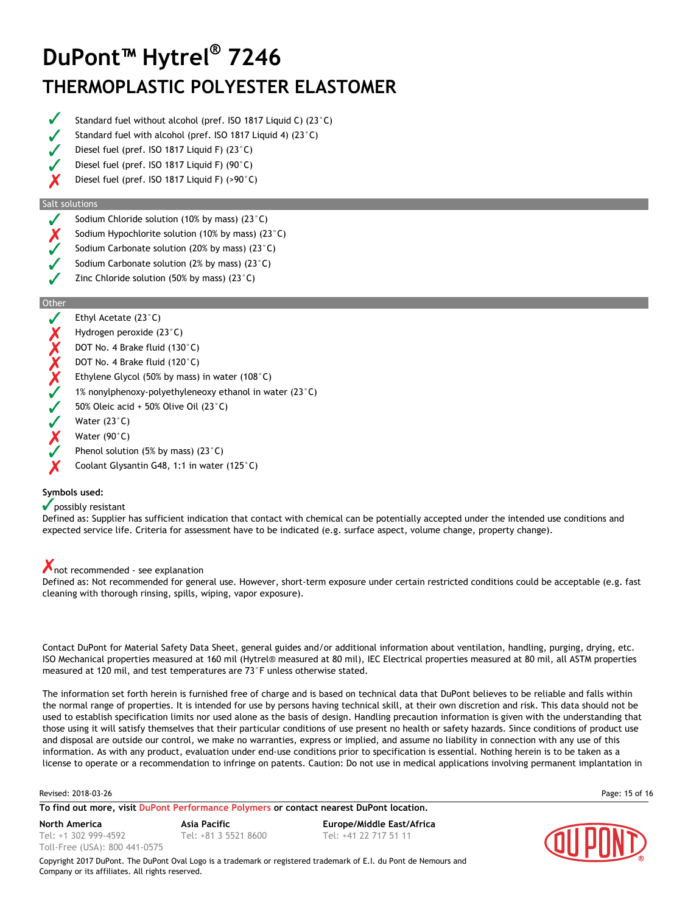# DuPont™ Hytrel® 7246

## THERMOPLASTIC POLYESTER ELASTOMER

- ✓ Standard fuel without alcohol (pref. ISO 1817 Liquid C) (23°C)
- ✓ Standard fuel with alcohol (pref. ISO 1817 Liquid 4) (23°C)
- ✓ Diesel fuel (pref. ISO 1817 Liquid F) (23°C)
- ✓ Diesel fuel (pref. ISO 1817 Liquid F) (90°C)
- ✗ Diesel fuel (pref. ISO 1817 Liquid F) (>90°C)

### Salt solutions

- ✓ Sodium Chloride solution (10% by mass) (23°C)
- ✗ Sodium Hypochlorite solution (10% by mass) (23°C)
- ✓ Sodium Carbonate solution (20% by mass) (23°C)
- ✓ Sodium Carbonate solution (2% by mass) (23°C)
- ✓ Zinc Chloride solution (50% by mass) (23°C)

### Other

- ✓ Ethyl Acetate (23°C)
- ✗ Hydrogen peroxide (23°C)
- ✗ DOT No. 4 Brake fluid (130°C)
- ✗ DOT No. 4 Brake fluid (120°C)
- ✗ Ethylene Glycol (50% by mass) in water (108°C)
- ✓ 1% nonylphenoxy-polyethyleneoxy ethanol in water (23°C)
- ✓ 50% Oleic acid + 50% Olive Oil (23°C)
- ✓ Water (23°C)
- ✗ Water (90°C)
- ✓ Phenol solution (5% by mass) (23°C)
- ✗ Coolant Glysantin G48, 1:1 in water (125°C)

**Symbols used:**

✓ possibly resistant
Defined as: Supplier has sufficient indication that contact with chemical can be potentially accepted under the intended use conditions and expected service life. Criteria for assessment have to be indicated (e.g. surface aspect, volume change, property change).

✗ not recommended - see explanation
Defined as: Not recommended for general use. However, short-term exposure under certain restricted conditions could be acceptable (e.g. fast cleaning with thorough rinsing, spills, wiping, vapor exposure).

Contact DuPont for Material Safety Data Sheet, general guides and/or additional information about ventilation, handling, purging, drying, etc. ISO Mechanical properties measured at 160 mil (Hytrel® measured at 80 mil), IEC Electrical properties measured at 80 mil, all ASTM properties measured at 120 mil, and test temperatures are 73°F unless otherwise stated.

The information set forth herein is furnished free of charge and is based on technical data that DuPont believes to be reliable and falls within the normal range of properties. It is intended for use by persons having technical skill, at their own discretion and risk. This data should not be used to establish specification limits nor used alone as the basis of design. Handling precaution information is given with the understanding that those using it will satisfy themselves that their particular conditions of use present no health or safety hazards. Since conditions of product use and disposal are outside our control, we make no warranties, express or implied, and assume no liability in connection with any use of this information. As with any product, evaluation under end-use conditions prior to specification is essential. Nothing herein is to be taken as a license to operate or a recommendation to infringe on patents. Caution: Do not use in medical applications involving permanent implantation in

Revised: 2018-03-26

**To find out more, visit DuPont Performance Polymers or contact nearest DuPont location.**

**North America**
Tel: +1 302 999-4592
Toll-Free (USA): 800 441-0575

**Asia Pacific**
Tel: +81 3 5521 8600

**Europe/Middle East/Africa**
Tel: +41 22 717 51 11

Copyright 2017 DuPont. The DuPont Oval Logo is a trademark or registered trademark of E.I. du Pont de Nemours and Company or its affiliates. All rights reserved.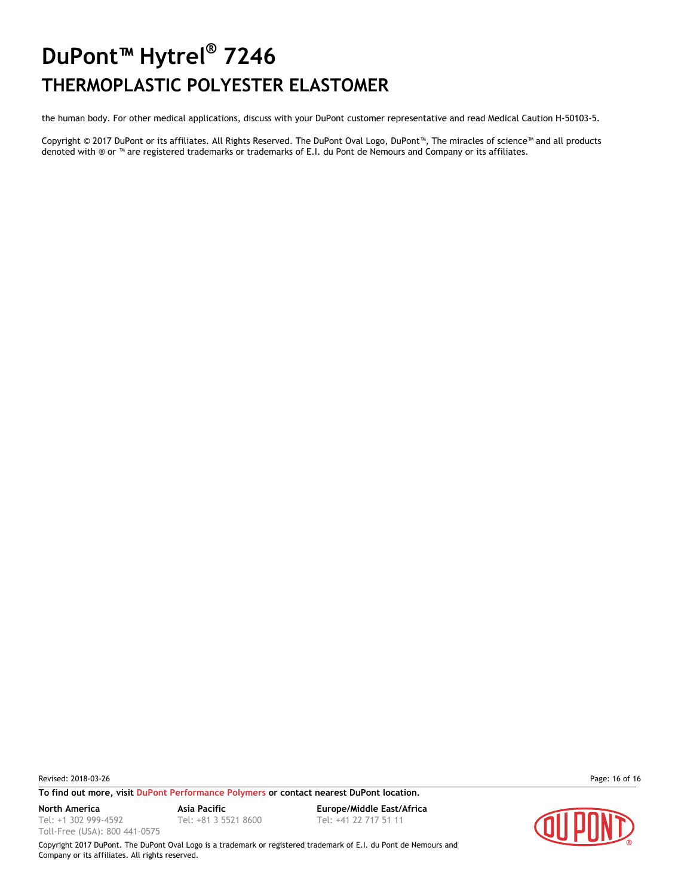the human body. For other medical applications, discuss with your DuPont customer representative and read Medical Caution H-50103-5.

Copyright © 2017 DuPont or its affiliates. All Rights Reserved. The DuPont Oval Logo, DuPont™, The miracles of science™ and all products denoted with ® or ™ are registered trademarks or trademarks of E.I. du Pont de Nemours and Company or its affiliates.